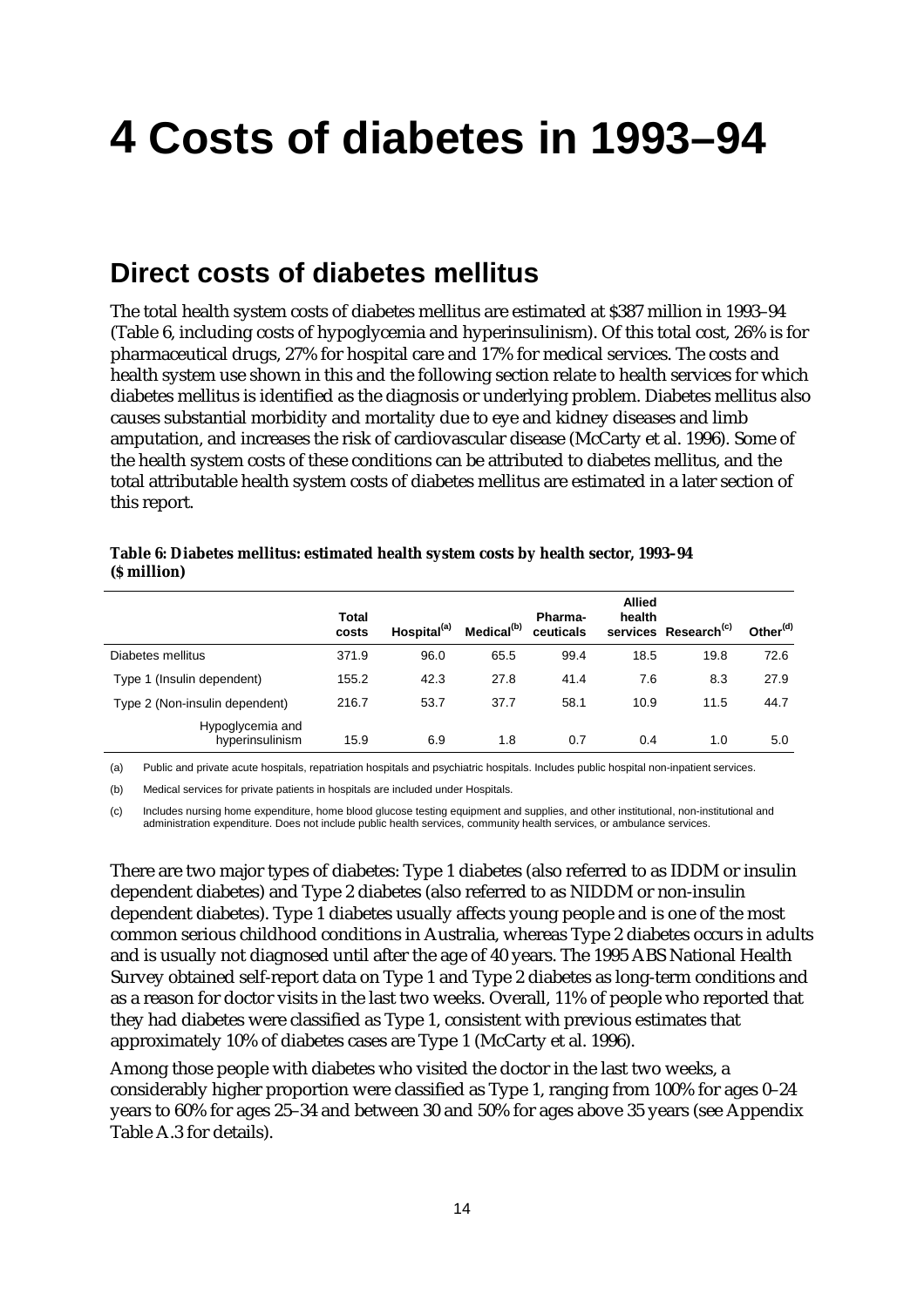# 4 Costs of diabetes in 1993–94

## Direct costs of diabetes mellitus

The total health system costs of diabetes mellitus are estimated at $387 million in 1993–94 (Table 6, including costs of hypoglycemia and hyperinsulinism). Of this total cost, 26% is for pharmaceutical drugs, 27% for hospital care and 17% for medical services. The costs and health system use shown in this and the following section relate to health services for which diabetes mellitus is identified as the diagnosis or underlying problem. Diabetes mellitus also causes substantial morbidity and mortality due to eye and kidney diseases and limb amputation, and increases the risk of cardiovascular disease (McCarty et al. 1996). Some of the health system costs of these conditions can be attributed to diabetes mellitus, and the total attributable health system costs of diabetes mellitus are estimated in a later section of this report.

**Table 6: Diabetes mellitus: estimated health system costs by health sector, 1993–94 ($ million)**

| | Total costs | Hospital[(a)] | Medical[(b)] | Pharma-ceuticals | Allied health services | Research[(c)] | Other[(d)] |
|---|---|---|---|---|---|---|---|
| Diabetes mellitus | 371.9 | 96.0 | 65.5 | 99.4 | 18.5 | 19.8 | 72.6 |
| Type 1 (Insulin dependent) | 155.2 | 42.3 | 27.8 | 41.4 | 7.6 | 8.3 | 27.9 |
| Type 2 (Non-insulin dependent) | 216.7 | 53.7 | 37.7 | 58.1 | 10.9 | 11.5 | 44.7 |
| Hypoglycemia and hyperinsulinism | 15.9 | 6.9 | 1.8 | 0.7 | 0.4 | 1.0 | 5.0 |

(a) Public and private acute hospitals, repatriation hospitals and psychiatric hospitals. Includes public hospital non-inpatient services.

(b) Medical services for private patients in hospitals are included under Hospitals.

(c) Includes nursing home expenditure, home blood glucose testing equipment and supplies, and other institutional, non-institutional and administration expenditure. Does not include public health services, community health services, or ambulance services.

There are two major types of diabetes: Type 1 diabetes (also referred to as IDDM or insulin dependent diabetes) and Type 2 diabetes (also referred to as NIDDM or non-insulin dependent diabetes). Type 1 diabetes usually affects young people and is one of the most common serious childhood conditions in Australia, whereas Type 2 diabetes occurs in adults and is usually not diagnosed until after the age of 40 years. The 1995 ABS National Health Survey obtained self-report data on Type 1 and Type 2 diabetes as long-term conditions and as a reason for doctor visits in the last two weeks. Overall, 11% of people who reported that they had diabetes were classified as Type 1, consistent with previous estimates that approximately 10% of diabetes cases are Type 1 (McCarty et al. 1996).

Among those people with diabetes who visited the doctor in the last two weeks, a considerably higher proportion were classified as Type 1, ranging from 100% for ages 0–24 years to 60% for ages 25–34 and between 30 and 50% for ages above 35 years (see Appendix Table A.3 for details).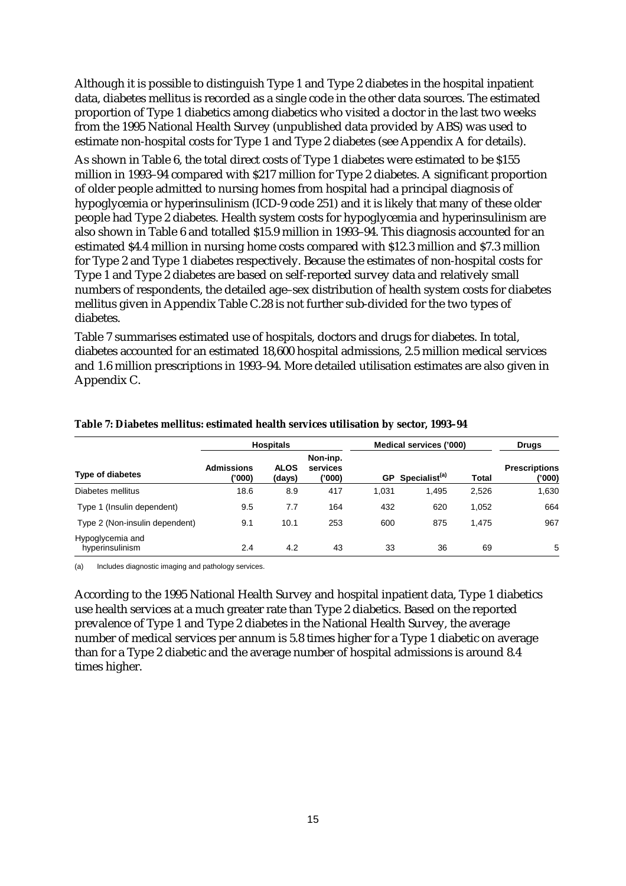Although it is possible to distinguish Type 1 and Type 2 diabetes in the hospital inpatient data, diabetes mellitus is recorded as a single code in the other data sources. The estimated proportion of Type 1 diabetics among diabetics who visited a doctor in the last two weeks from the 1995 National Health Survey (unpublished data provided by ABS) was used to estimate non-hospital costs for Type 1 and Type 2 diabetes (see Appendix A for details).

As shown in Table 6, the total direct costs of Type 1 diabetes were estimated to be $155 million in 1993–94 compared with $217 million for Type 2 diabetes. A significant proportion of older people admitted to nursing homes from hospital had a principal diagnosis of hypoglycemia or hyperinsulinism (ICD-9 code 251) and it is likely that many of these older people had Type 2 diabetes. Health system costs for hypoglycemia and hyperinsulinism are also shown in Table 6 and totalled $15.9 million in 1993–94. This diagnosis accounted for an estimated $4.4 million in nursing home costs compared with $12.3 million and $7.3 million for Type 2 and Type 1 diabetes respectively. Because the estimates of non-hospital costs for Type 1 and Type 2 diabetes are based on self-reported survey data and relatively small numbers of respondents, the detailed age–sex distribution of health system costs for diabetes mellitus given in Appendix Table C.28 is not further sub-divided for the two types of diabetes.

Table 7 summarises estimated use of hospitals, doctors and drugs for diabetes. In total, diabetes accounted for an estimated 18,600 hospital admissions, 2.5 million medical services and 1.6 million prescriptions in 1993–94. More detailed utilisation estimates are also given in Appendix C.

**Table 7: Diabetes mellitus: estimated health services utilisation by sector, 1993–94**

| | Hospitals | | | Medical services ('000) | | | Drugs |
|---|---|---|---|---|---|---|---|
| Type of diabetes | Admissions ('000) | ALOS (days) | Non-inp. services ('000) | GP | Specialist[(a)] | Total | Prescriptions ('000) |
| Diabetes mellitus | 18.6 | 8.9 | 417 | 1,031 | 1,495 | 2,526 | 1,630 |
| Type 1 (Insulin dependent) | 9.5 | 7.7 | 164 | 432 | 620 | 1,052 | 664 |
| Type 2 (Non-insulin dependent) | 9.1 | 10.1 | 253 | 600 | 875 | 1,475 | 967 |
| Hypoglycemia and hyperinsulinism | 2.4 | 4.2 | 43 | 33 | 36 | 69 | 5 |

(a) Includes diagnostic imaging and pathology services.

According to the 1995 National Health Survey and hospital inpatient data, Type 1 diabetics use health services at a much greater rate than Type 2 diabetics. Based on the reported prevalence of Type 1 and Type 2 diabetes in the National Health Survey, the average number of medical services per annum is 5.8 times higher for a Type 1 diabetic on average than for a Type 2 diabetic and the average number of hospital admissions is around 8.4 times higher.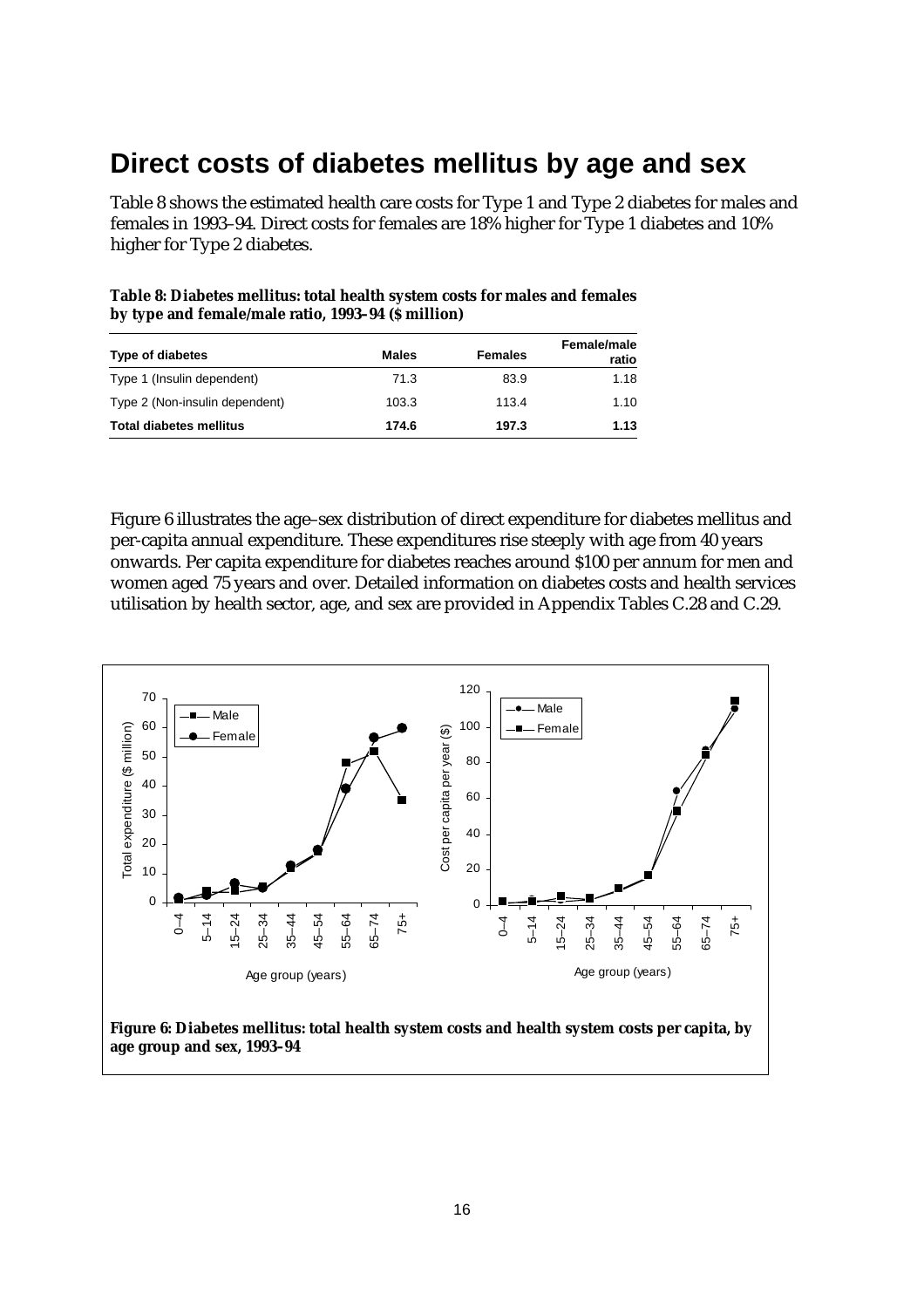# Direct costs of diabetes mellitus by age and sex

Table 8 shows the estimated health care costs for Type 1 and Type 2 diabetes for males and females in 1993–94. Direct costs for females are 18% higher for Type 1 diabetes and 10% higher for Type 2 diabetes.

**Table 8: Diabetes mellitus: total health system costs for males and females by type and female/male ratio, 1993–94 ($ million)**

| Type of diabetes | Males | Females | Female/male ratio |
|---|---|---|---|
| Type 1 (Insulin dependent) | 71.3 | 83.9 | 1.18 |
| Type 2 (Non-insulin dependent) | 103.3 | 113.4 | 1.10 |
| **Total diabetes mellitus** | **174.6** | **197.3** | **1.13** |

Figure 6 illustrates the age–sex distribution of direct expenditure for diabetes mellitus and per-capita annual expenditure. These expenditures rise steeply with age from 40 years onwards. Per capita expenditure for diabetes reaches around $100 per annum for men and women aged 75 years and over. Detailed information on diabetes costs and health services utilisation by health sector, age, and sex are provided in Appendix Tables C.28 and C.29.

**Figure 6: Diabetes mellitus: total health system costs and health system costs per capita, by age group and sex, 1993–94**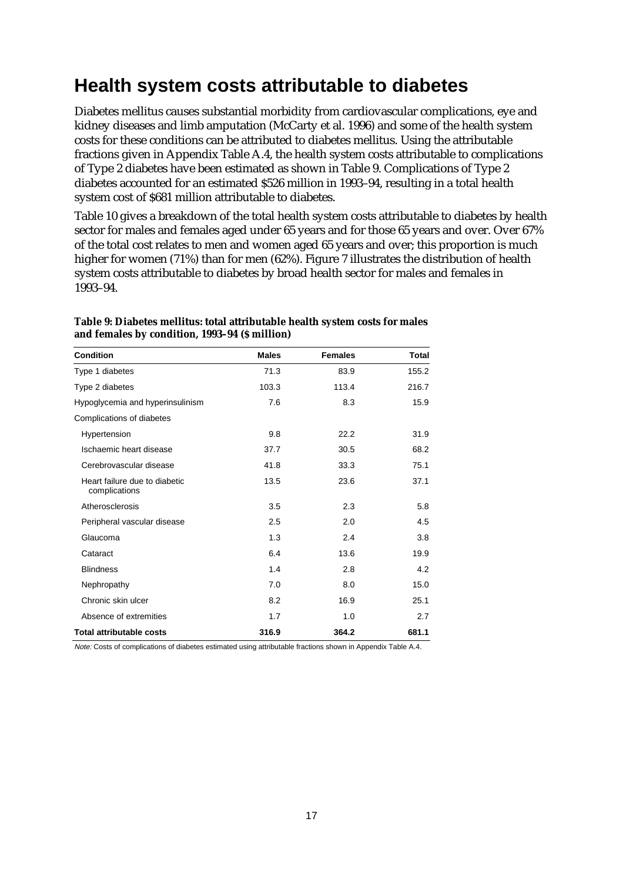## Health system costs attributable to diabetes

Diabetes mellitus causes substantial morbidity from cardiovascular complications, eye and kidney diseases and limb amputation (McCarty et al. 1996) and some of the health system costs for these conditions can be attributed to diabetes mellitus. Using the attributable fractions given in Appendix Table A.4, the health system costs attributable to complications of Type 2 diabetes have been estimated as shown in Table 9. Complications of Type 2 diabetes accounted for an estimated $526 million in 1993–94, resulting in a total health system cost of $681 million attributable to diabetes.

Table 10 gives a breakdown of the total health system costs attributable to diabetes by health sector for males and females aged under 65 years and for those 65 years and over. Over 67% of the total cost relates to men and women aged 65 years and over; this proportion is much higher for women (71%) than for men (62%). Figure 7 illustrates the distribution of health system costs attributable to diabetes by broad health sector for males and females in 1993–94.

**Table 9: Diabetes mellitus: total attributable health system costs for males and females by condition, 1993–94 ($ million)**

| Condition | Males | Females | Total |
|---|---|---|---|
| Type 1 diabetes | 71.3 | 83.9 | 155.2 |
| Type 2 diabetes | 103.3 | 113.4 | 216.7 |
| Hypoglycemia and hyperinsulinism | 7.6 | 8.3 | 15.9 |
| Complications of diabetes | | | |
| Hypertension | 9.8 | 22.2 | 31.9 |
| Ischaemic heart disease | 37.7 | 30.5 | 68.2 |
| Cerebrovascular disease | 41.8 | 33.3 | 75.1 |
| Heart failure due to diabetic complications | 13.5 | 23.6 | 37.1 |
| Atherosclerosis | 3.5 | 2.3 | 5.8 |
| Peripheral vascular disease | 2.5 | 2.0 | 4.5 |
| Glaucoma | 1.3 | 2.4 | 3.8 |
| Cataract | 6.4 | 13.6 | 19.9 |
| Blindness | 1.4 | 2.8 | 4.2 |
| Nephropathy | 7.0 | 8.0 | 15.0 |
| Chronic skin ulcer | 8.2 | 16.9 | 25.1 |
| Absence of extremities | 1.7 | 1.0 | 2.7 |
| **Total attributable costs** | **316.9** | **364.2** | **681.1** |

*Note:* Costs of complications of diabetes estimated using attributable fractions shown in Appendix Table A.4.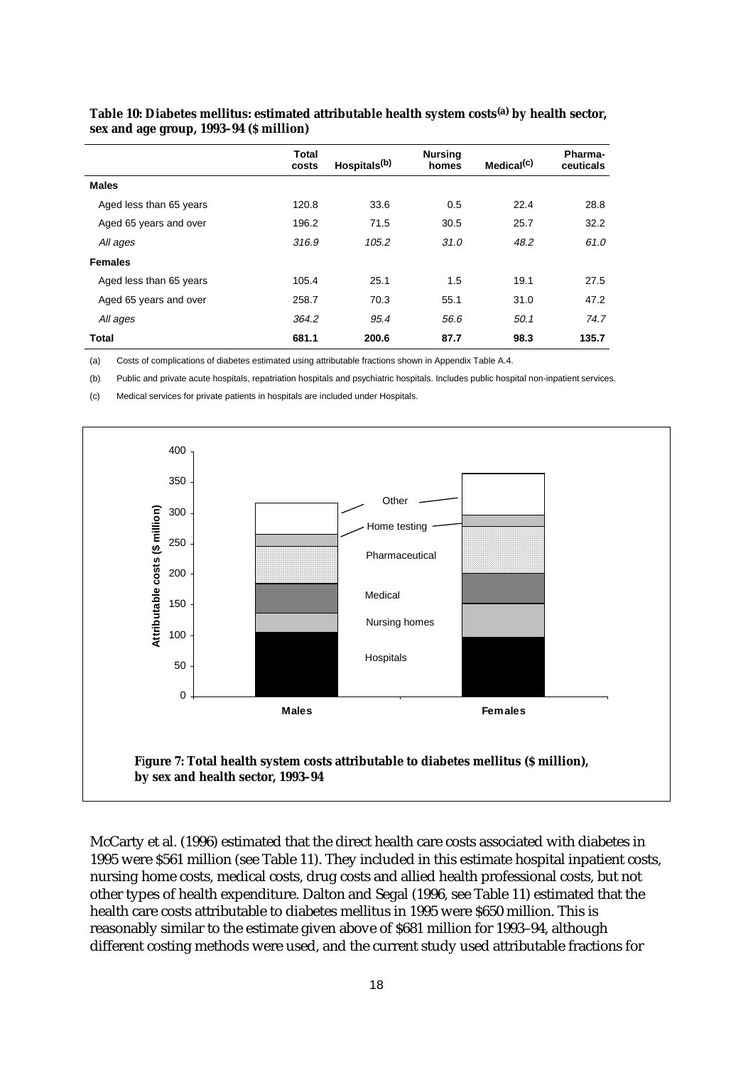**Table 10: Diabetes mellitus: estimated attributable health system costs[(a)] by health sector, sex and age group, 1993–94 ($ million)**

| | Total costs | Hospitals[(b)] | Nursing homes | Medical[(c)] | Pharma-ceuticals |
|---|---|---|---|---|---|
| **Males** | | | | | |
| Aged less than 65 years | 120.8 | 33.6 | 0.5 | 22.4 | 28.8 |
| Aged 65 years and over | 196.2 | 71.5 | 30.5 | 25.7 | 32.2 |
| *All ages* | *316.9* | *105.2* | *31.0* | *48.2* | *61.0* |
| **Females** | | | | | |
| Aged less than 65 years | 105.4 | 25.1 | 1.5 | 19.1 | 27.5 |
| Aged 65 years and over | 258.7 | 70.3 | 55.1 | 31.0 | 47.2 |
| *All ages* | *364.2* | *95.4* | *56.6* | *50.1* | *74.7* |
| **Total** | **681.1** | **200.6** | **87.7** | **98.3** | **135.7** |

(a) Costs of complications of diabetes estimated using attributable fractions shown in Appendix Table A.4.

(b) Public and private acute hospitals, repatriation hospitals and psychiatric hospitals. Includes public hospital non-inpatient services.

(c) Medical services for private patients in hospitals are included under Hospitals.

**Figure 7: Total health system costs attributable to diabetes mellitus ($ million), by sex and health sector, 1993–94**

McCarty et al. (1996) estimated that the direct health care costs associated with diabetes in 1995 were $561 million (see Table 11). They included in this estimate hospital inpatient costs, nursing home costs, medical costs, drug costs and allied health professional costs, but not other types of health expenditure. Dalton and Segal (1996, see Table 11) estimated that the health care costs attributable to diabetes mellitus in 1995 were $650 million. This is reasonably similar to the estimate given above of $681 million for 1993–94, although different costing methods were used, and the current study used attributable fractions for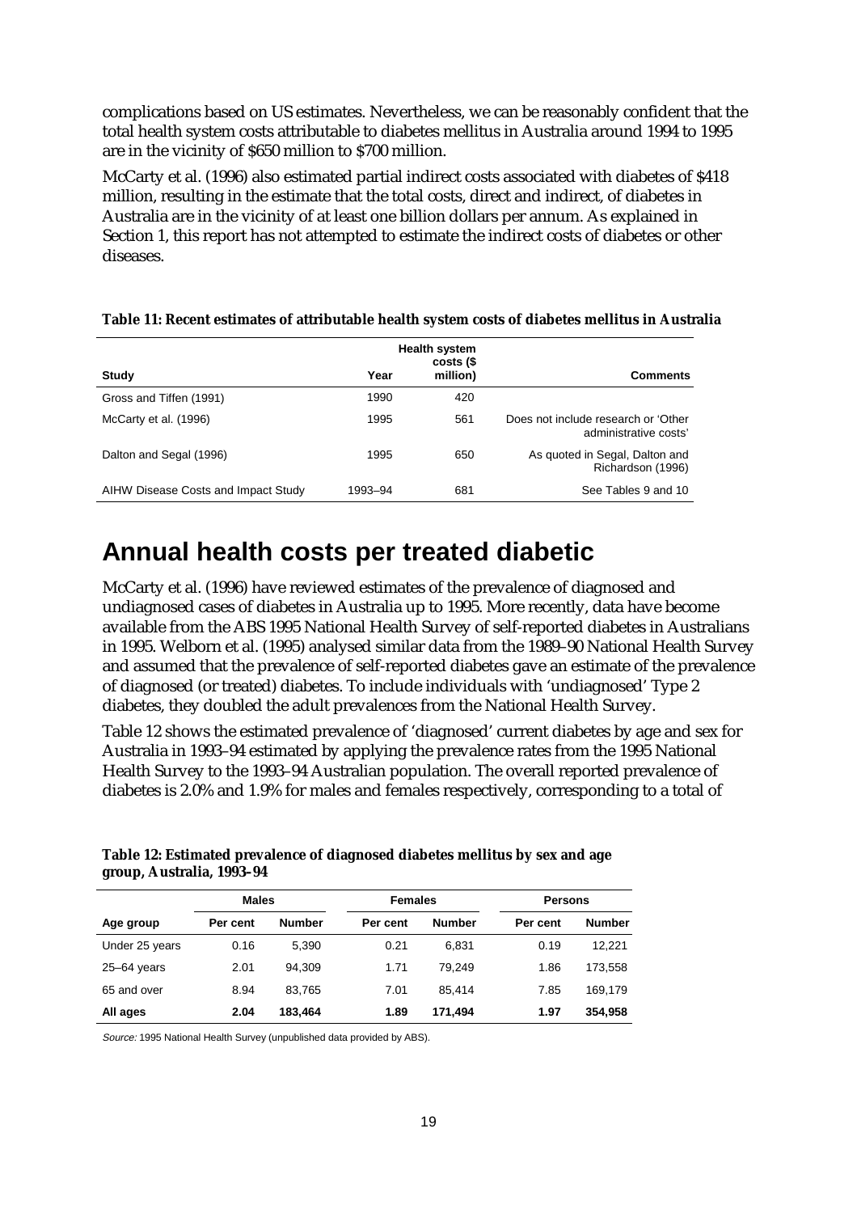complications based on US estimates. Nevertheless, we can be reasonably confident that the total health system costs attributable to diabetes mellitus in Australia around 1994 to 1995 are in the vicinity of $650 million to $700 million.

McCarty et al. (1996) also estimated partial indirect costs associated with diabetes of $418 million, resulting in the estimate that the total costs, direct and indirect, of diabetes in Australia are in the vicinity of at least one billion dollars per annum. As explained in Section 1, this report has not attempted to estimate the indirect costs of diabetes or other diseases.

**Table 11: Recent estimates of attributable health system costs of diabetes mellitus in Australia**

| Study | Year | Health system costs ($ million) | Comments |
|---|---|---|---|
| Gross and Tiffen (1991) | 1990 | 420 | |
| McCarty et al. (1996) | 1995 | 561 | Does not include research or 'Other administrative costs' |
| Dalton and Segal (1996) | 1995 | 650 | As quoted in Segal, Dalton and Richardson (1996) |
| AIHW Disease Costs and Impact Study | 1993–94 | 681 | See Tables 9 and 10 |

# Annual health costs per treated diabetic

McCarty et al. (1996) have reviewed estimates of the prevalence of diagnosed and undiagnosed cases of diabetes in Australia up to 1995. More recently, data have become available from the ABS 1995 National Health Survey of self-reported diabetes in Australians in 1995. Welborn et al. (1995) analysed similar data from the 1989–90 National Health Survey and assumed that the prevalence of self-reported diabetes gave an estimate of the prevalence of diagnosed (or treated) diabetes. To include individuals with 'undiagnosed' Type 2 diabetes, they doubled the adult prevalences from the National Health Survey.

Table 12 shows the estimated prevalence of 'diagnosed' current diabetes by age and sex for Australia in 1993–94 estimated by applying the prevalence rates from the 1995 National Health Survey to the 1993–94 Australian population. The overall reported prevalence of diabetes is 2.0% and 1.9% for males and females respectively, corresponding to a total of

**Table 12: Estimated prevalence of diagnosed diabetes mellitus by sex and age group, Australia, 1993–94**

| | Males | | Females | | Persons | |
|---|---|---|---|---|---|---|
| Age group | Per cent | Number | Per cent | Number | Per cent | Number |
| Under 25 years | 0.16 | 5,390 | 0.21 | 6,831 | 0.19 | 12,221 |
| 25–64 years | 2.01 | 94,309 | 1.71 | 79,249 | 1.86 | 173,558 |
| 65 and over | 8.94 | 83,765 | 7.01 | 85,414 | 7.85 | 169,179 |
| **All ages** | **2.04** | **183,464** | **1.89** | **171,494** | **1.97** | **354,958** |

*Source:* 1995 National Health Survey (unpublished data provided by ABS).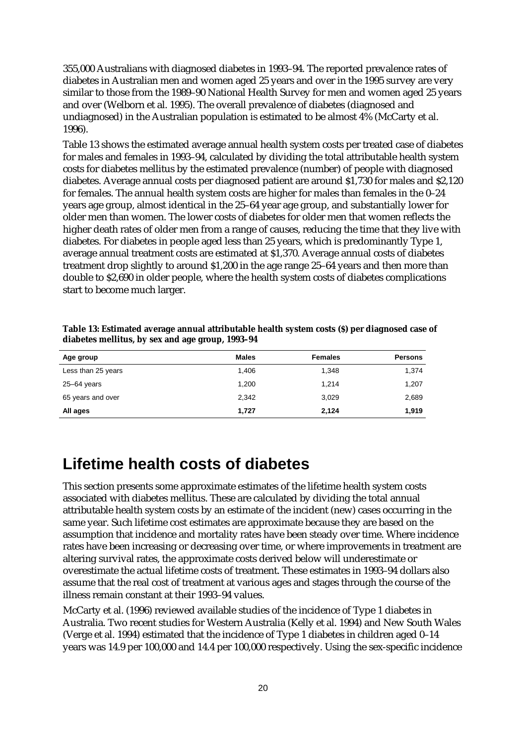355,000 Australians with diagnosed diabetes in 1993–94. The reported prevalence rates of diabetes in Australian men and women aged 25 years and over in the 1995 survey are very similar to those from the 1989–90 National Health Survey for men and women aged 25 years and over (Welborn et al. 1995). The overall prevalence of diabetes (diagnosed and undiagnosed) in the Australian population is estimated to be almost 4% (McCarty et al. 1996).

Table 13 shows the estimated average annual health system costs per treated case of diabetes for males and females in 1993–94, calculated by dividing the total attributable health system costs for diabetes mellitus by the estimated prevalence (number) of people with diagnosed diabetes. Average annual costs per diagnosed patient are around $1,730 for males and $2,120 for females. The annual health system costs are higher for males than females in the 0–24 years age group, almost identical in the 25–64 year age group, and substantially lower for older men than women. The lower costs of diabetes for older men that women reflects the higher death rates of older men from a range of causes, reducing the time that they live with diabetes. For diabetes in people aged less than 25 years, which is predominantly Type 1, average annual treatment costs are estimated at $1,370. Average annual costs of diabetes treatment drop slightly to around $1,200 in the age range 25–64 years and then more than double to $2,690 in older people, where the health system costs of diabetes complications start to become much larger.

**Table 13: Estimated average annual attributable health system costs ($) per diagnosed case of diabetes mellitus, by sex and age group, 1993–94**

| Age group | Males | Females | Persons |
|---|---|---|---|
| Less than 25 years | 1,406 | 1,348 | 1,374 |
| 25–64 years | 1,200 | 1,214 | 1,207 |
| 65 years and over | 2,342 | 3,029 | 2,689 |
| **All ages** | **1,727** | **2,124** | **1,919** |

# Lifetime health costs of diabetes

This section presents some approximate estimates of the lifetime health system costs associated with diabetes mellitus. These are calculated by dividing the total annual attributable health system costs by an estimate of the incident (new) cases occurring in the same year. Such lifetime cost estimates are approximate because they are based on the assumption that incidence and mortality rates have been steady over time. Where incidence rates have been increasing or decreasing over time, or where improvements in treatment are altering survival rates, the approximate costs derived below will underestimate or overestimate the actual lifetime costs of treatment. These estimates in 1993–94 dollars also assume that the real cost of treatment at various ages and stages through the course of the illness remain constant at their 1993–94 values.

McCarty et al. (1996) reviewed available studies of the incidence of Type 1 diabetes in Australia. Two recent studies for Western Australia (Kelly et al. 1994) and New South Wales (Verge et al. 1994) estimated that the incidence of Type 1 diabetes in children aged 0–14 years was 14.9 per 100,000 and 14.4 per 100,000 respectively. Using the sex-specific incidence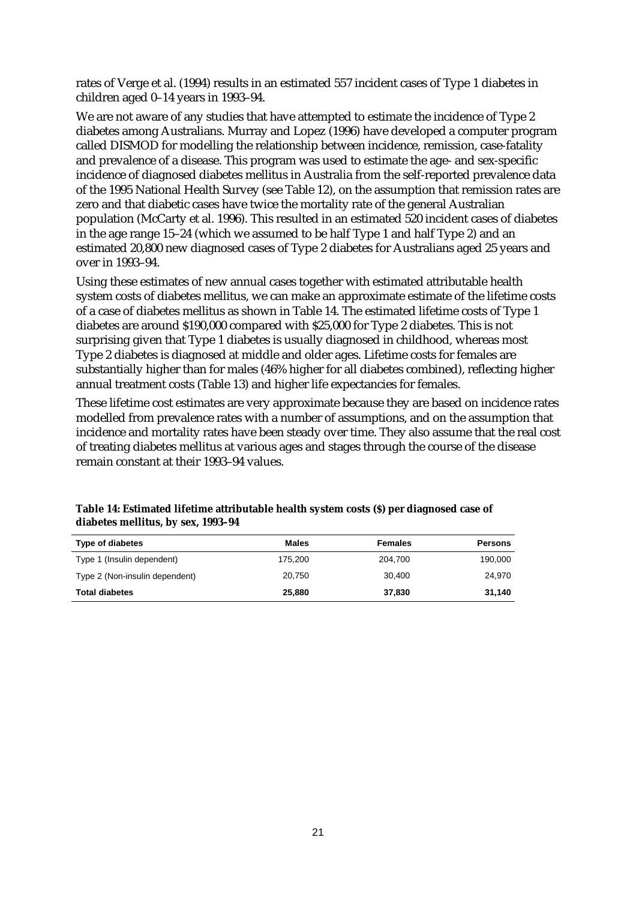rates of Verge et al. (1994) results in an estimated 557 incident cases of Type 1 diabetes in children aged 0–14 years in 1993–94.

We are not aware of any studies that have attempted to estimate the incidence of Type 2 diabetes among Australians. Murray and Lopez (1996) have developed a computer program called DISMOD for modelling the relationship between incidence, remission, case-fatality and prevalence of a disease. This program was used to estimate the age- and sex-specific incidence of diagnosed diabetes mellitus in Australia from the self-reported prevalence data of the 1995 National Health Survey (see Table 12), on the assumption that remission rates are zero and that diabetic cases have twice the mortality rate of the general Australian population (McCarty et al. 1996). This resulted in an estimated 520 incident cases of diabetes in the age range 15–24 (which we assumed to be half Type 1 and half Type 2) and an estimated 20,800 new diagnosed cases of Type 2 diabetes for Australians aged 25 years and over in 1993–94.

Using these estimates of new annual cases together with estimated attributable health system costs of diabetes mellitus, we can make an approximate estimate of the lifetime costs of a case of diabetes mellitus as shown in Table 14. The estimated lifetime costs of Type 1 diabetes are around $190,000 compared with $25,000 for Type 2 diabetes. This is not surprising given that Type 1 diabetes is usually diagnosed in childhood, whereas most Type 2 diabetes is diagnosed at middle and older ages. Lifetime costs for females are substantially higher than for males (46% higher for all diabetes combined), reflecting higher annual treatment costs (Table 13) and higher life expectancies for females.

These lifetime cost estimates are very approximate because they are based on incidence rates modelled from prevalence rates with a number of assumptions, and on the assumption that incidence and mortality rates have been steady over time. They also assume that the real cost of treating diabetes mellitus at various ages and stages through the course of the disease remain constant at their 1993–94 values.

**Table 14: Estimated lifetime attributable health system costs ($) per diagnosed case of diabetes mellitus, by sex, 1993–94**

| Type of diabetes | Males | Females | Persons |
|---|---|---|---|
| Type 1 (Insulin dependent) | 175,200 | 204,700 | 190,000 |
| Type 2 (Non-insulin dependent) | 20,750 | 30,400 | 24,970 |
| **Total diabetes** | **25,880** | **37,830** | **31,140** |